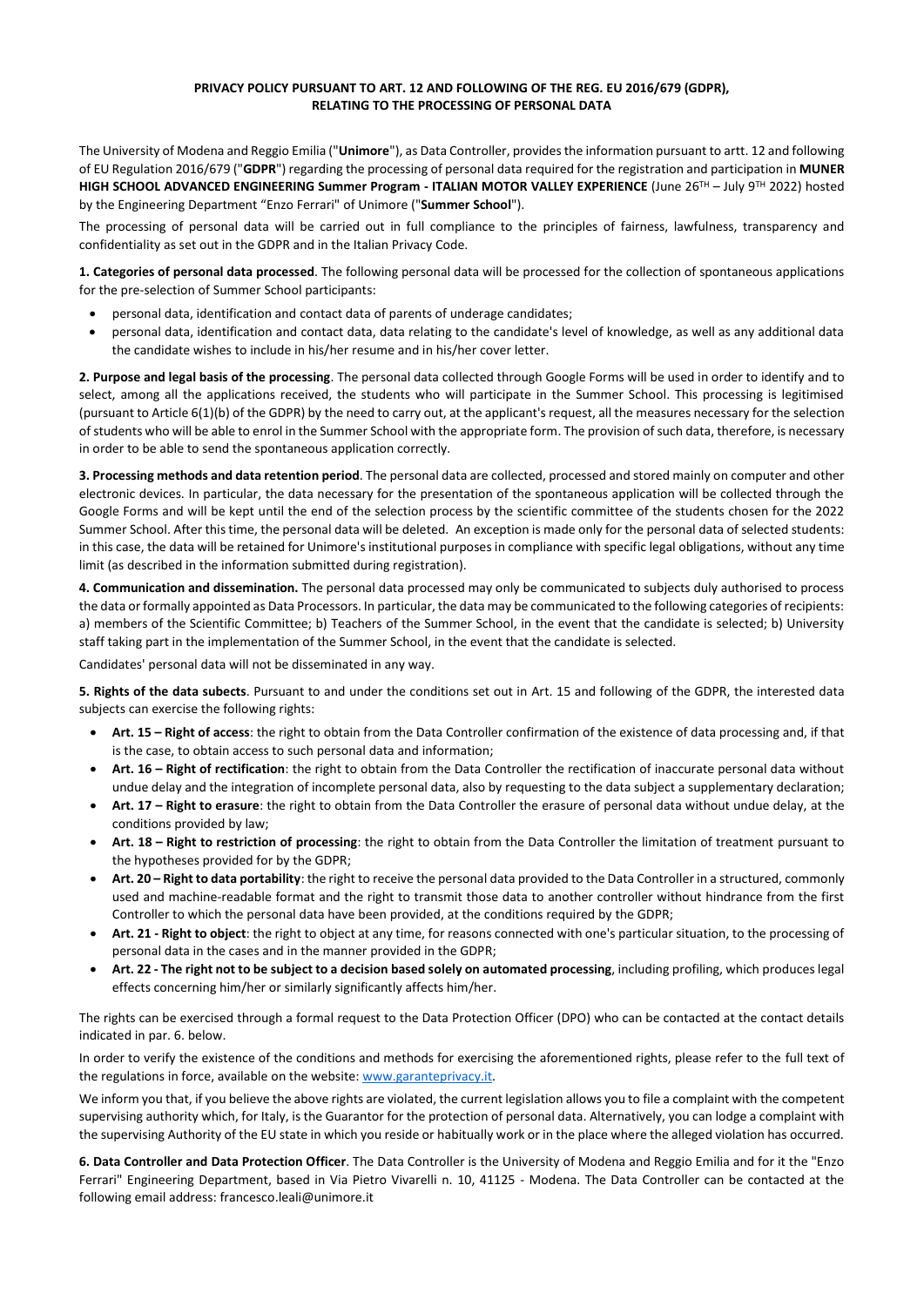**PRIVACY POLICY PURSUANT TO ART. 12 AND FOLLOWING OF THE REG. EU 2016/679 (GDPR), RELATING TO THE PROCESSING OF PERSONAL DATA**

The University of Modena and Reggio Emilia ("**Unimore**"), as Data Controller, provides the information pursuant to artt. 12 and following of EU Regulation 2016/679 ("**GDPR**") regarding the processing of personal data required for the registration and participation in **MUNER HIGH SCHOOL ADVANCED ENGINEERING Summer Program - ITALIAN MOTOR VALLEY EXPERIENCE** (June 26TH – July 9TH 2022) hosted by the Engineering Department "Enzo Ferrari" of Unimore ("**Summer School**").

The processing of personal data will be carried out in full compliance to the principles of fairness, lawfulness, transparency and confidentiality as set out in the GDPR and in the Italian Privacy Code.

**1. Categories of personal data processed**. The following personal data will be processed for the collection of spontaneous applications for the pre-selection of Summer School participants:

- personal data, identification and contact data of parents of underage candidates;
- personal data, identification and contact data, data relating to the candidate's level of knowledge, as well as any additional data the candidate wishes to include in his/her resume and in his/her cover letter.

**2. Purpose and legal basis of the processing**. The personal data collected through Google Forms will be used in order to identify and to select, among all the applications received, the students who will participate in the Summer School. This processing is legitimised (pursuant to Article 6(1)(b) of the GDPR) by the need to carry out, at the applicant's request, all the measures necessary for the selection of students who will be able to enrol in the Summer School with the appropriate form. The provision of such data, therefore, is necessary in order to be able to send the spontaneous application correctly.

**3. Processing methods and data retention period**. The personal data are collected, processed and stored mainly on computer and other electronic devices. In particular, the data necessary for the presentation of the spontaneous application will be collected through the Google Forms and will be kept until the end of the selection process by the scientific committee of the students chosen for the 2022 Summer School. After this time, the personal data will be deleted. An exception is made only for the personal data of selected students: in this case, the data will be retained for Unimore's institutional purposes in compliance with specific legal obligations, without any time limit (as described in the information submitted during registration).

**4. Communication and dissemination.** The personal data processed may only be communicated to subjects duly authorised to process the data or formally appointed as Data Processors. In particular, the data may be communicated to the following categories of recipients: a) members of the Scientific Committee; b) Teachers of the Summer School, in the event that the candidate is selected; b) University staff taking part in the implementation of the Summer School, in the event that the candidate is selected.

Candidates' personal data will not be disseminated in any way.

**5. Rights of the data subects**. Pursuant to and under the conditions set out in Art. 15 and following of the GDPR, the interested data subjects can exercise the following rights:

- **Art. 15 – Right of access**: the right to obtain from the Data Controller confirmation of the existence of data processing and, if that is the case, to obtain access to such personal data and information;
- **Art. 16 – Right of rectification**: the right to obtain from the Data Controller the rectification of inaccurate personal data without undue delay and the integration of incomplete personal data, also by requesting to the data subject a supplementary declaration;
- **Art. 17 – Right to erasure**: the right to obtain from the Data Controller the erasure of personal data without undue delay, at the conditions provided by law;
- **Art. 18 – Right to restriction of processing**: the right to obtain from the Data Controller the limitation of treatment pursuant to the hypotheses provided for by the GDPR;
- **Art. 20 – Right to data portability**: the right to receive the personal data provided to the Data Controller in a structured, commonly used and machine-readable format and the right to transmit those data to another controller without hindrance from the first Controller to which the personal data have been provided, at the conditions required by the GDPR;
- **Art. 21 - Right to object**: the right to object at any time, for reasons connected with one's particular situation, to the processing of personal data in the cases and in the manner provided in the GDPR;
- **Art. 22 - The right not to be subject to a decision based solely on automated processing**, including profiling, which produces legal effects concerning him/her or similarly significantly affects him/her.

The rights can be exercised through a formal request to the Data Protection Officer (DPO) who can be contacted at the contact details indicated in par. 6. below.

In order to verify the existence of the conditions and methods for exercising the aforementioned rights, please refer to the full text of the regulations in force, available on the website: www.garanteprivacy.it.

We inform you that, if you believe the above rights are violated, the current legislation allows you to file a complaint with the competent supervising authority which, for Italy, is the Guarantor for the protection of personal data. Alternatively, you can lodge a complaint with the supervising Authority of the EU state in which you reside or habitually work or in the place where the alleged violation has occurred.

**6. Data Controller and Data Protection Officer**. The Data Controller is the University of Modena and Reggio Emilia and for it the "Enzo Ferrari" Engineering Department, based in Via Pietro Vivarelli n. 10, 41125 - Modena. The Data Controller can be contacted at the following email address: francesco.leali@unimore.it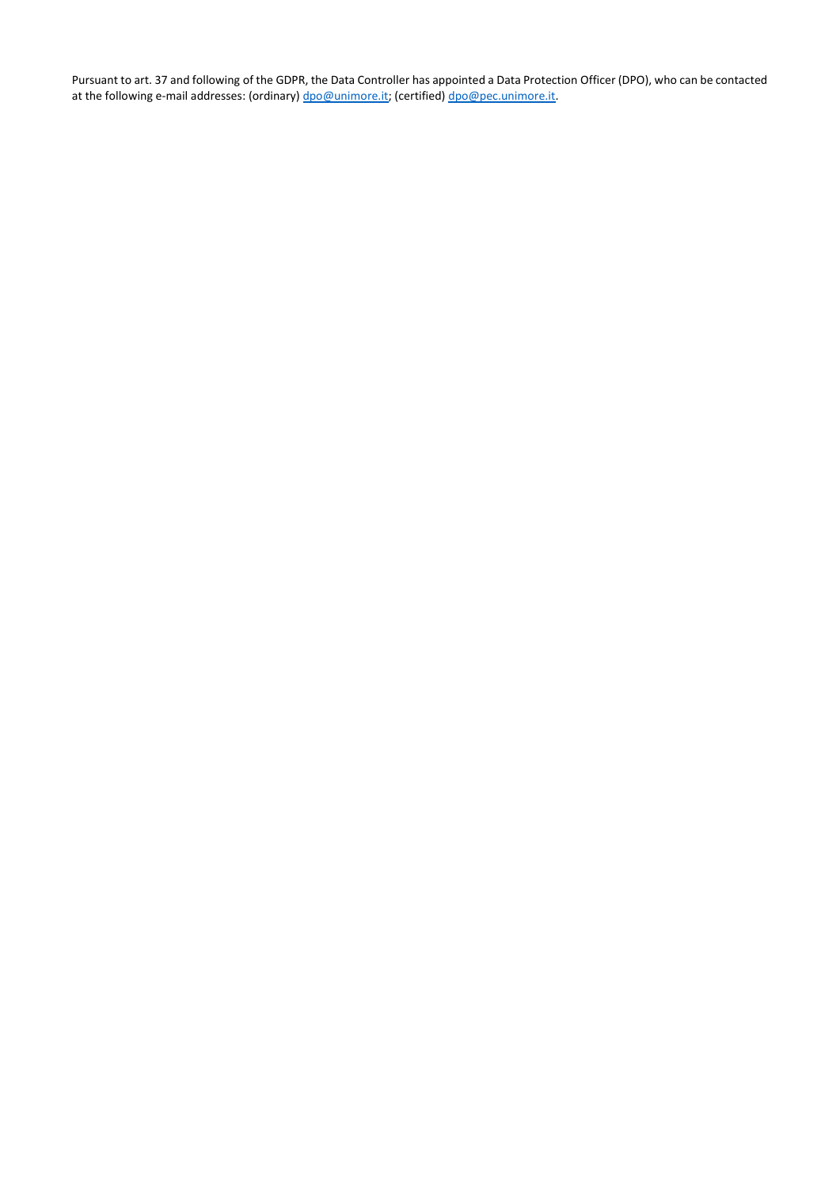Pursuant to art. 37 and following of the GDPR, the Data Controller has appointed a Data Protection Officer (DPO), who can be contacted at the following e-mail addresses: (ordinary) dpo@unimore.it; (certified) dpo@pec.unimore.it.